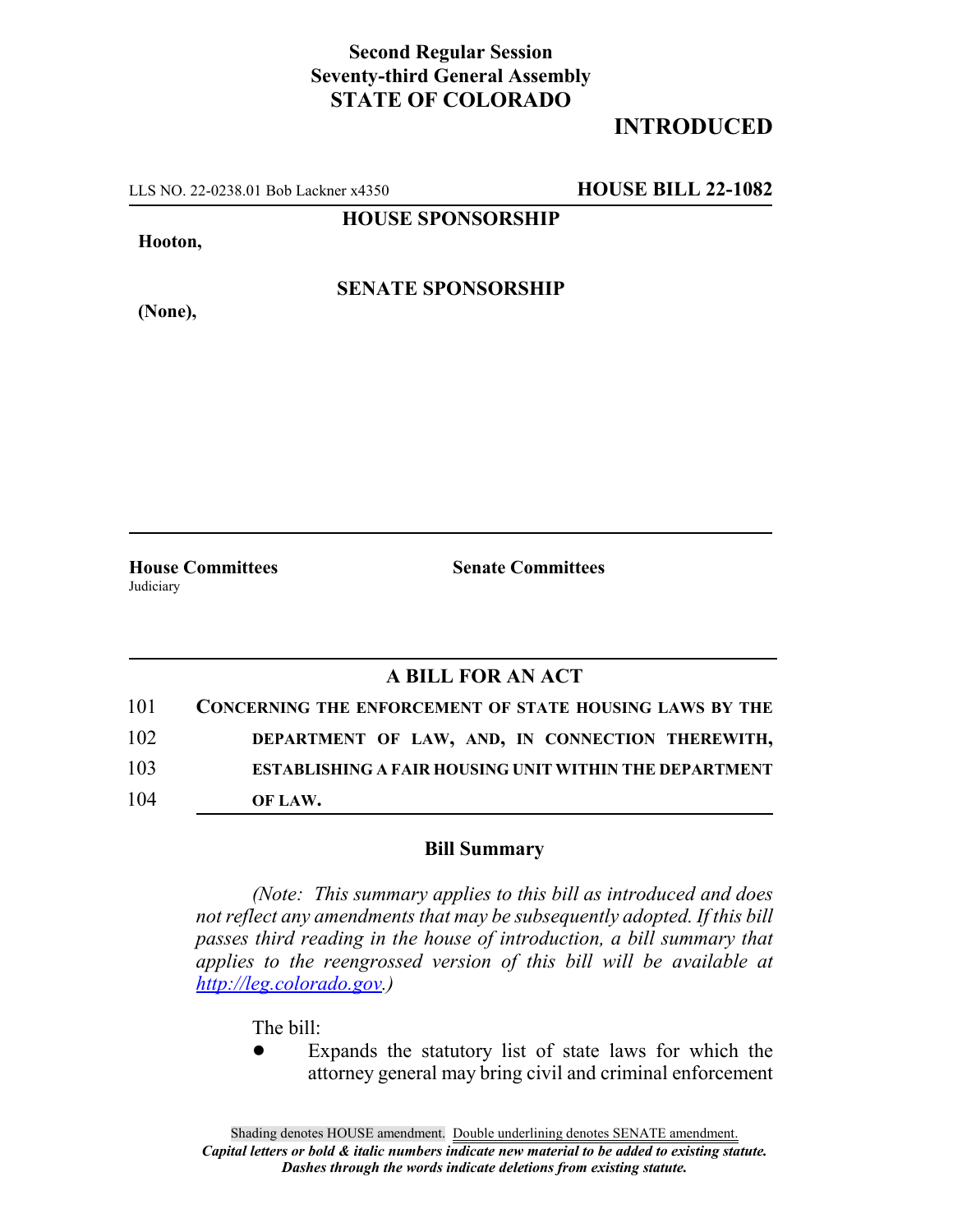**Second Regular Session**
**Seventy-third General Assembly**
**STATE OF COLORADO**

# INTRODUCED

LLS NO. 22-0238.01 Bob Lackner x4350 **HOUSE BILL 22-1082**

**HOUSE SPONSORSHIP**

**Hooton,**

**SENATE SPONSORSHIP**

**(None),**

**House Committees**
Judiciary

**Senate Committees**

## A BILL FOR AN ACT

101 **CONCERNING THE ENFORCEMENT OF STATE HOUSING LAWS BY THE**
102 **DEPARTMENT OF LAW, AND, IN CONNECTION THEREWITH,**
103 **ESTABLISHING A FAIR HOUSING UNIT WITHIN THE DEPARTMENT**
104 **OF LAW.**

### Bill Summary

*(Note: This summary applies to this bill as introduced and does not reflect any amendments that may be subsequently adopted. If this bill passes third reading in the house of introduction, a bill summary that applies to the reengrossed version of this bill will be available at http://leg.colorado.gov.)*

The bill:

- Expands the statutory list of state laws for which the attorney general may bring civil and criminal enforcement

Shading denotes HOUSE amendment. Double underlining denotes SENATE amendment.
***Capital letters or bold & italic numbers indicate new material to be added to existing statute.***
***Dashes through the words indicate deletions from existing statute.***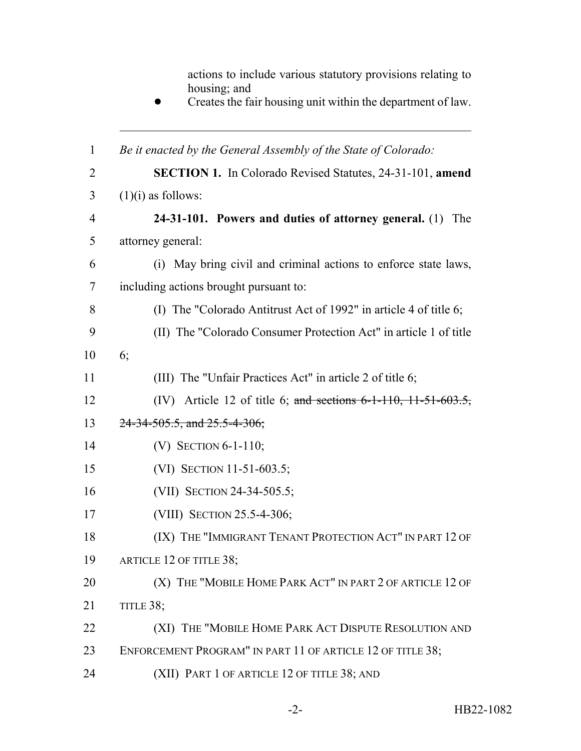actions to include various statutory provisions relating to housing; and

- Creates the fair housing unit within the department of law.

---

1 *Be it enacted by the General Assembly of the State of Colorado:*

2 **SECTION 1.** In Colorado Revised Statutes, 24-31-101, **amend**

3 (1)(i) as follows:

4 **24-31-101. Powers and duties of attorney general.** (1) The

5 attorney general:

6 (i) May bring civil and criminal actions to enforce state laws,

7 including actions brought pursuant to:

8 (I) The "Colorado Antitrust Act of 1992" in article 4 of title 6;

9 (II) The "Colorado Consumer Protection Act" in article 1 of title

10 6;

11 (III) The "Unfair Practices Act" in article 2 of title 6;

12 (IV) Article 12 of title 6; ~~and sections 6-1-110, 11-51-603.5,~~

13 ~~24-34-505.5, and 25.5-4-306;~~

14 (V) SECTION 6-1-110;

15 (VI) SECTION 11-51-603.5;

16 (VII) SECTION 24-34-505.5;

17 (VIII) SECTION 25.5-4-306;

18 (IX) THE "IMMIGRANT TENANT PROTECTION ACT" IN PART 12 OF

19 ARTICLE 12 OF TITLE 38;

20 (X) THE "MOBILE HOME PARK ACT" IN PART 2 OF ARTICLE 12 OF

21 TITLE 38;

22 (XI) THE "MOBILE HOME PARK ACT DISPUTE RESOLUTION AND

23 ENFORCEMENT PROGRAM" IN PART 11 OF ARTICLE 12 OF TITLE 38;

24 (XII) PART 1 OF ARTICLE 12 OF TITLE 38; AND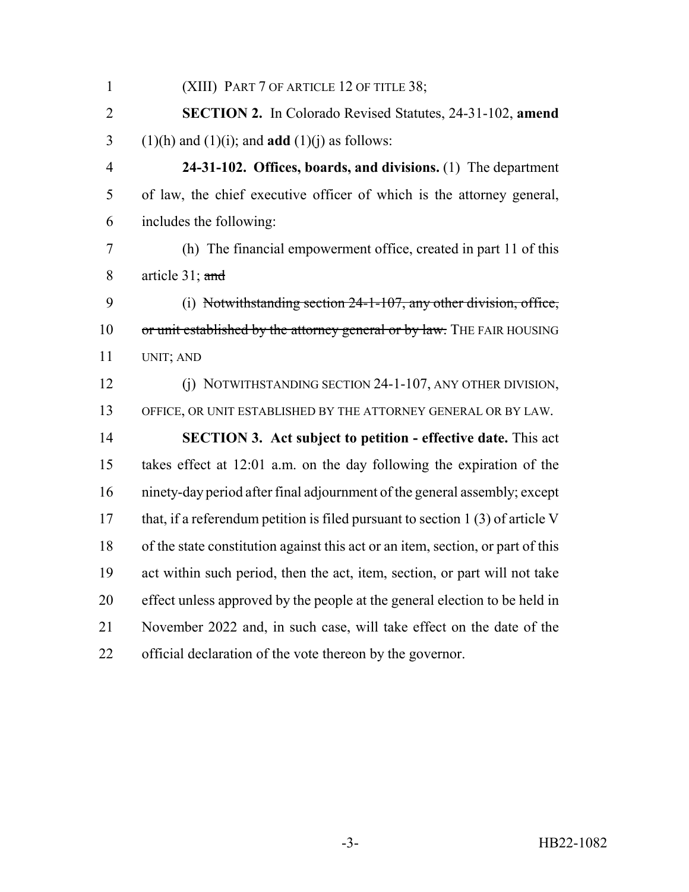(XIII) PART 7 OF ARTICLE 12 OF TITLE 38;

**SECTION 2.** In Colorado Revised Statutes, 24-31-102, **amend** (1)(h) and (1)(i); and **add** (1)(j) as follows:

**24-31-102. Offices, boards, and divisions.** (1) The department of law, the chief executive officer of which is the attorney general, includes the following:

(h) The financial empowerment office, created in part 11 of this article 31; ~~and~~

(i) ~~Notwithstanding section 24-1-107, any other division, office, or unit established by the attorney general or by law.~~ THE FAIR HOUSING UNIT; AND

(j) NOTWITHSTANDING SECTION 24-1-107, ANY OTHER DIVISION, OFFICE, OR UNIT ESTABLISHED BY THE ATTORNEY GENERAL OR BY LAW.

**SECTION 3. Act subject to petition - effective date.** This act takes effect at 12:01 a.m. on the day following the expiration of the ninety-day period after final adjournment of the general assembly; except that, if a referendum petition is filed pursuant to section 1 (3) of article V of the state constitution against this act or an item, section, or part of this act within such period, then the act, item, section, or part will not take effect unless approved by the people at the general election to be held in November 2022 and, in such case, will take effect on the date of the official declaration of the vote thereon by the governor.